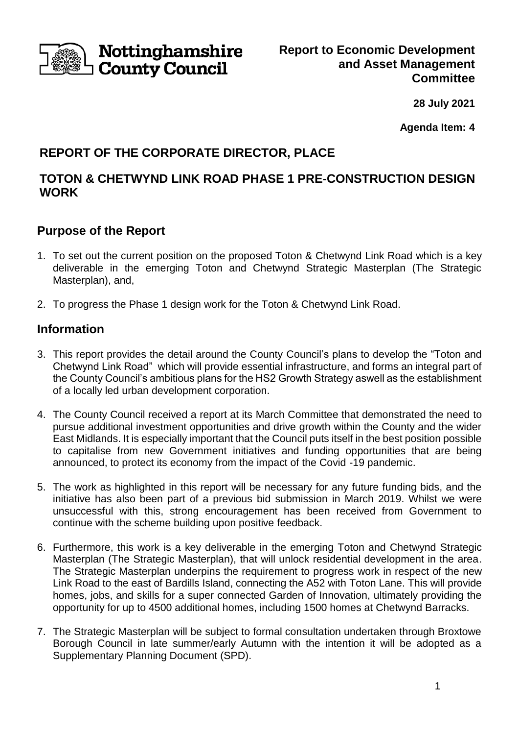# Nottinghamshire County Council

**Report to Economic Development and Asset Management Committee**

**28 July 2021**

**Agenda Item: 4**

## REPORT OF THE CORPORATE DIRECTOR, PLACE

## TOTON & CHETWYND LINK ROAD PHASE 1 PRE-CONSTRUCTION DESIGN WORK

## Purpose of the Report

1. To set out the current position on the proposed Toton & Chetwynd Link Road which is a key deliverable in the emerging Toton and Chetwynd Strategic Masterplan (The Strategic Masterplan), and,
2. To progress the Phase 1 design work for the Toton & Chetwynd Link Road.

## Information

3. This report provides the detail around the County Council's plans to develop the "Toton and Chetwynd Link Road" which will provide essential infrastructure, and forms an integral part of the County Council's ambitious plans for the HS2 Growth Strategy aswell as the establishment of a locally led urban development corporation.
4. The County Council received a report at its March Committee that demonstrated the need to pursue additional investment opportunities and drive growth within the County and the wider East Midlands. It is especially important that the Council puts itself in the best position possible to capitalise from new Government initiatives and funding opportunities that are being announced, to protect its economy from the impact of the Covid -19 pandemic.
5. The work as highlighted in this report will be necessary for any future funding bids, and the initiative has also been part of a previous bid submission in March 2019. Whilst we were unsuccessful with this, strong encouragement has been received from Government to continue with the scheme building upon positive feedback.
6. Furthermore, this work is a key deliverable in the emerging Toton and Chetwynd Strategic Masterplan (The Strategic Masterplan), that will unlock residential development in the area. The Strategic Masterplan underpins the requirement to progress work in respect of the new Link Road to the east of Bardills Island, connecting the A52 with Toton Lane. This will provide homes, jobs, and skills for a super connected Garden of Innovation, ultimately providing the opportunity for up to 4500 additional homes, including 1500 homes at Chetwynd Barracks.
7. The Strategic Masterplan will be subject to formal consultation undertaken through Broxtowe Borough Council in late summer/early Autumn with the intention it will be adopted as a Supplementary Planning Document (SPD).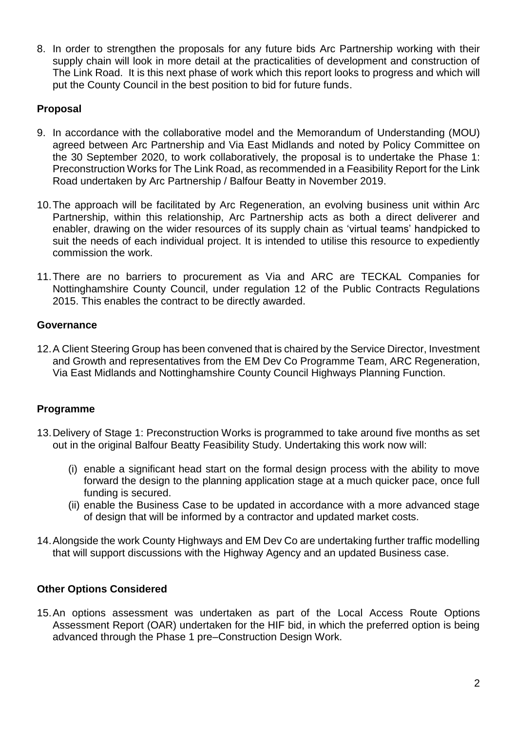8. In order to strengthen the proposals for any future bids Arc Partnership working with their supply chain will look in more detail at the practicalities of development and construction of The Link Road. It is this next phase of work which this report looks to progress and which will put the County Council in the best position to bid for future funds.

**Proposal**

9. In accordance with the collaborative model and the Memorandum of Understanding (MOU) agreed between Arc Partnership and Via East Midlands and noted by Policy Committee on the 30 September 2020, to work collaboratively, the proposal is to undertake the Phase 1: Preconstruction Works for The Link Road, as recommended in a Feasibility Report for the Link Road undertaken by Arc Partnership / Balfour Beatty in November 2019.

10. The approach will be facilitated by Arc Regeneration, an evolving business unit within Arc Partnership, within this relationship, Arc Partnership acts as both a direct deliverer and enabler, drawing on the wider resources of its supply chain as 'virtual teams' handpicked to suit the needs of each individual project. It is intended to utilise this resource to expediently commission the work.

11. There are no barriers to procurement as Via and ARC are TECKAL Companies for Nottinghamshire County Council, under regulation 12 of the Public Contracts Regulations 2015. This enables the contract to be directly awarded.

**Governance**

12. A Client Steering Group has been convened that is chaired by the Service Director, Investment and Growth and representatives from the EM Dev Co Programme Team, ARC Regeneration, Via East Midlands and Nottinghamshire County Council Highways Planning Function.

**Programme**

13. Delivery of Stage 1: Preconstruction Works is programmed to take around five months as set out in the original Balfour Beatty Feasibility Study. Undertaking this work now will:

    (i) enable a significant head start on the formal design process with the ability to move forward the design to the planning application stage at a much quicker pace, once full funding is secured.

    (ii) enable the Business Case to be updated in accordance with a more advanced stage of design that will be informed by a contractor and updated market costs.

14. Alongside the work County Highways and EM Dev Co are undertaking further traffic modelling that will support discussions with the Highway Agency and an updated Business case.

**Other Options Considered**

15. An options assessment was undertaken as part of the Local Access Route Options Assessment Report (OAR) undertaken for the HIF bid, in which the preferred option is being advanced through the Phase 1 pre–Construction Design Work.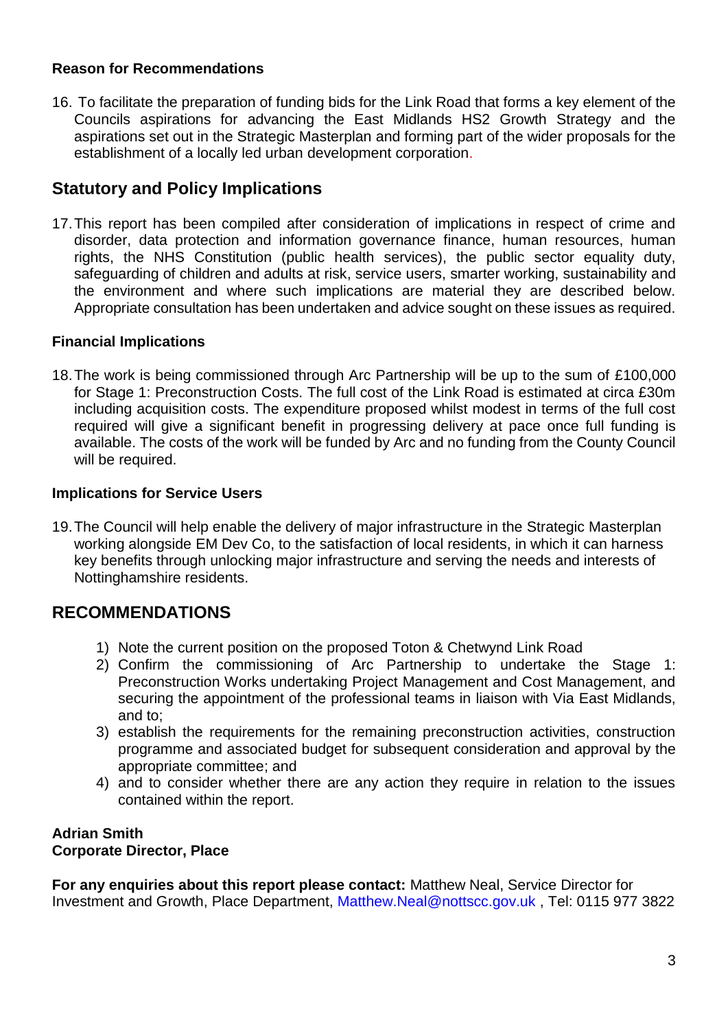**Reason for Recommendations**

16. To facilitate the preparation of funding bids for the Link Road that forms a key element of the Councils aspirations for advancing the East Midlands HS2 Growth Strategy and the aspirations set out in the Strategic Masterplan and forming part of the wider proposals for the establishment of a locally led urban development corporation.

## Statutory and Policy Implications

17. This report has been compiled after consideration of implications in respect of crime and disorder, data protection and information governance finance, human resources, human rights, the NHS Constitution (public health services), the public sector equality duty, safeguarding of children and adults at risk, service users, smarter working, sustainability and the environment and where such implications are material they are described below. Appropriate consultation has been undertaken and advice sought on these issues as required.

**Financial Implications**

18. The work is being commissioned through Arc Partnership will be up to the sum of £100,000 for Stage 1: Preconstruction Costs. The full cost of the Link Road is estimated at circa £30m including acquisition costs. The expenditure proposed whilst modest in terms of the full cost required will give a significant benefit in progressing delivery at pace once full funding is available. The costs of the work will be funded by Arc and no funding from the County Council will be required.

**Implications for Service Users**

19. The Council will help enable the delivery of major infrastructure in the Strategic Masterplan working alongside EM Dev Co, to the satisfaction of local residents, in which it can harness key benefits through unlocking major infrastructure and serving the needs and interests of Nottinghamshire residents.

## RECOMMENDATIONS

1) Note the current position on the proposed Toton & Chetwynd Link Road
2) Confirm the commissioning of Arc Partnership to undertake the Stage 1: Preconstruction Works undertaking Project Management and Cost Management, and securing the appointment of the professional teams in liaison with Via East Midlands, and to;
3) establish the requirements for the remaining preconstruction activities, construction programme and associated budget for subsequent consideration and approval by the appropriate committee; and
4) and to consider whether there are any action they require in relation to the issues contained within the report.

**Adrian Smith**
**Corporate Director, Place**

**For any enquiries about this report please contact:** Matthew Neal, Service Director for Investment and Growth, Place Department, Matthew.Neal@nottscc.gov.uk , Tel: 0115 977 3822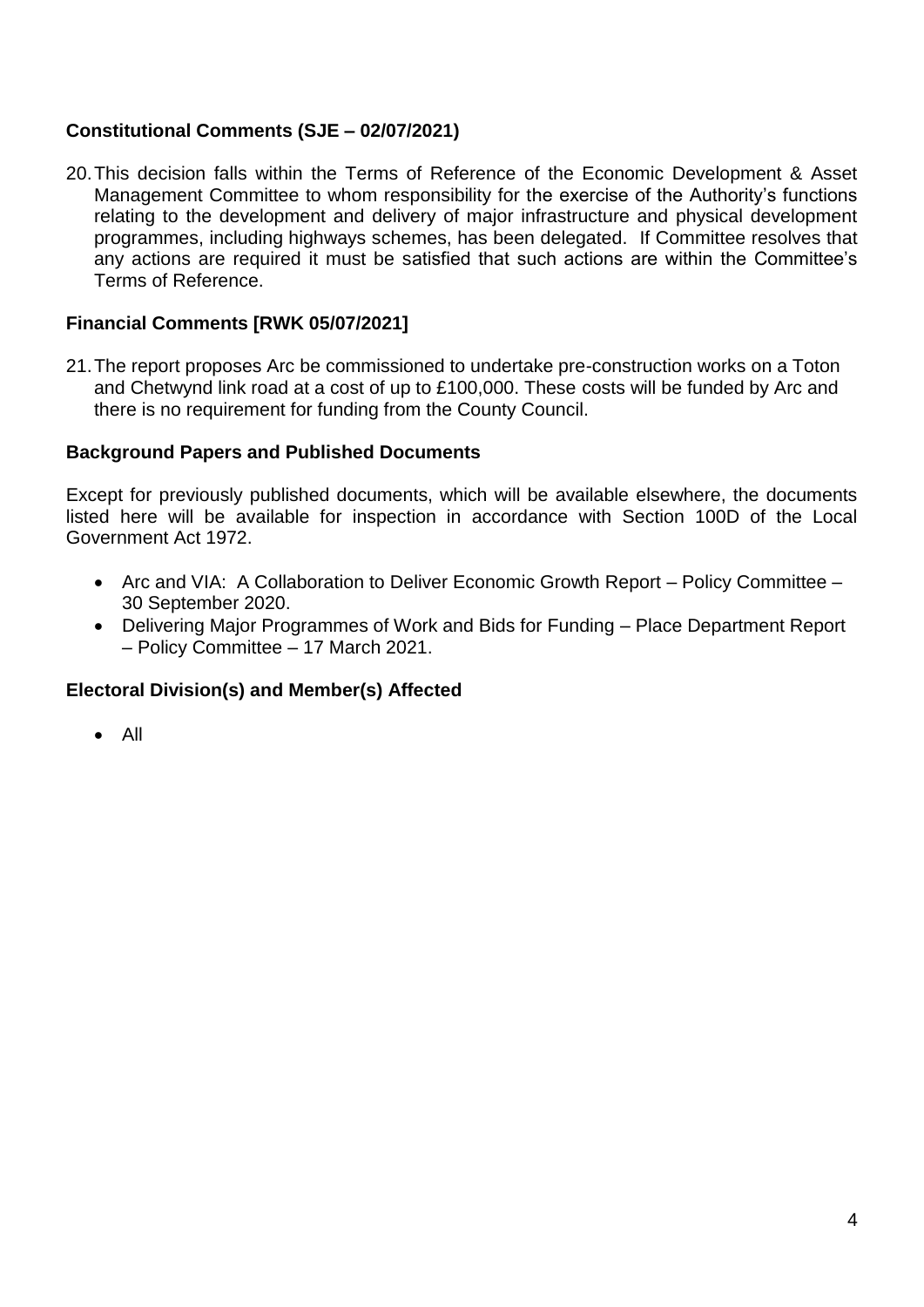### Constitutional Comments (SJE – 02/07/2021)

20. This decision falls within the Terms of Reference of the Economic Development & Asset Management Committee to whom responsibility for the exercise of the Authority's functions relating to the development and delivery of major infrastructure and physical development programmes, including highways schemes, has been delegated. If Committee resolves that any actions are required it must be satisfied that such actions are within the Committee's Terms of Reference.

### Financial Comments [RWK 05/07/2021]

21. The report proposes Arc be commissioned to undertake pre-construction works on a Toton and Chetwynd link road at a cost of up to £100,000. These costs will be funded by Arc and there is no requirement for funding from the County Council.

### Background Papers and Published Documents

Except for previously published documents, which will be available elsewhere, the documents listed here will be available for inspection in accordance with Section 100D of the Local Government Act 1972.

- Arc and VIA: A Collaboration to Deliver Economic Growth Report – Policy Committee – 30 September 2020.
- Delivering Major Programmes of Work and Bids for Funding – Place Department Report – Policy Committee – 17 March 2021.

### Electoral Division(s) and Member(s) Affected

- All